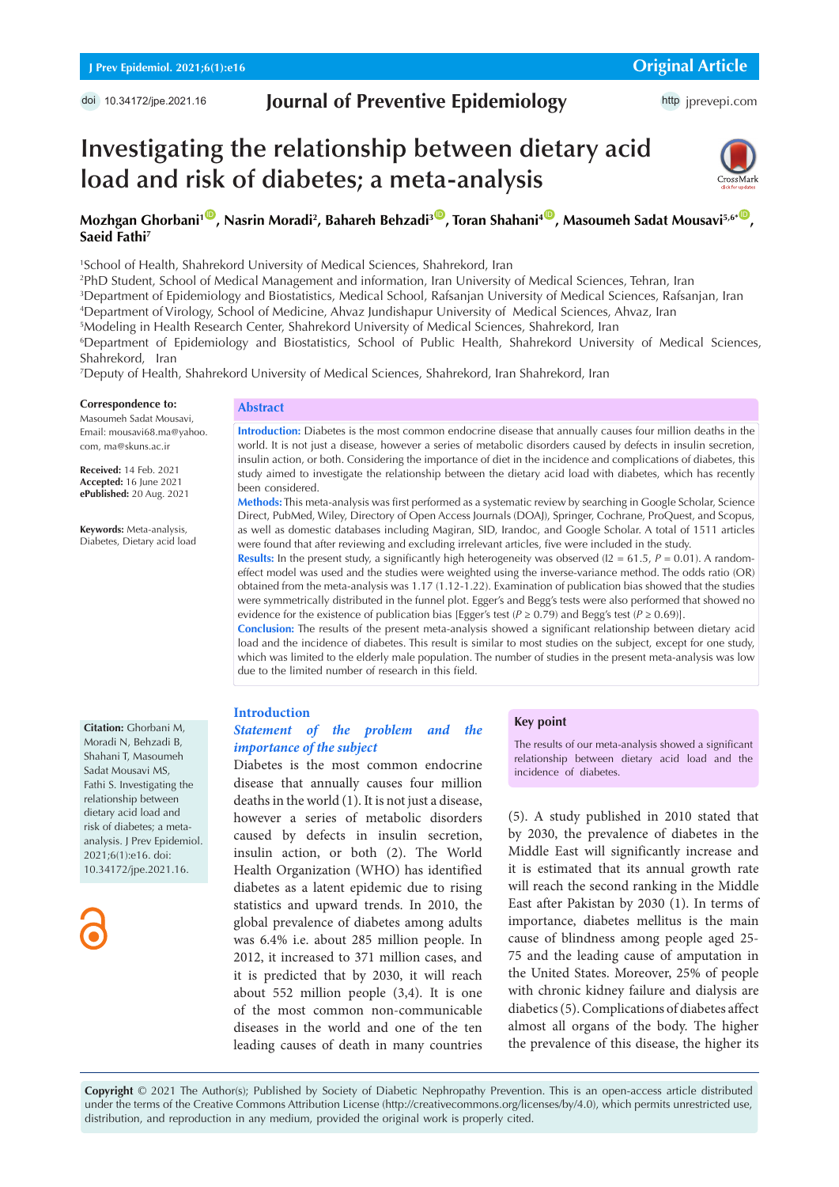Original Article

doi 10.34172/jpe.2021.16

# Investigating the relationship between dietary acid load and risk of diabetes; a meta-analysis

**Mozhgan Ghorbani[1], Nasrin Moradi[2], Bahareh Behzadi[3], Toran Shahani[4], Masoumeh Sadat Mousavi[5,6*], Saeid Fathi[7]**

[1]School of Health, Shahrekord University of Medical Sciences, Shahrekord, Iran
[2]PhD Student, School of Medical Management and information, Iran University of Medical Sciences, Tehran, Iran
[3]Department of Epidemiology and Biostatistics, Medical School, Rafsanjan University of Medical Sciences, Rafsanjan, Iran
[4]Department of Virology, School of Medicine, Ahvaz Jundishapur University of Medical Sciences, Ahvaz, Iran
[5]Modeling in Health Research Center, Shahrekord University of Medical Sciences, Shahrekord, Iran
[6]Department of Epidemiology and Biostatistics, School of Public Health, Shahrekord University of Medical Sciences, Shahrekord, Iran
[7]Deputy of Health, Shahrekord University of Medical Sciences, Shahrekord, Iran Shahrekord, Iran

**Correspondence to:**
Masoumeh Sadat Mousavi,
Email: mousavi68.ma@yahoo.com, ma@skuns.ac.ir

**Received:** 14 Feb. 2021
**Accepted:** 16 June 2021
**ePublished:** 20 Aug. 2021

**Keywords:** Meta-analysis, Diabetes, Dietary acid load

## Abstract

**Introduction:** Diabetes is the most common endocrine disease that annually causes four million deaths in the world. It is not just a disease, however a series of metabolic disorders caused by defects in insulin secretion, insulin action, or both. Considering the importance of diet in the incidence and complications of diabetes, this study aimed to investigate the relationship between the dietary acid load with diabetes, which has recently been considered.

**Methods:** This meta-analysis was first performed as a systematic review by searching in Google Scholar, Science Direct, PubMed, Wiley, Directory of Open Access Journals (DOAJ), Springer, Cochrane, ProQuest, and Scopus, as well as domestic databases including Magiran, SID, Irandoc, and Google Scholar. A total of 1511 articles were found that after reviewing and excluding irrelevant articles, five were included in the study.

**Results:** In the present study, a significantly high heterogeneity was observed (I2 = 61.5, $P$ = 0.01). A random-effect model was used and the studies were weighted using the inverse-variance method. The odds ratio (OR) obtained from the meta-analysis was 1.17 (1.12-1.22). Examination of publication bias showed that the studies were symmetrically distributed in the funnel plot. Egger's and Begg's tests were also performed that showed no evidence for the existence of publication bias [Egger's test ($P \geq 0.79$) and Begg's test ($P \geq 0.69$)].

**Conclusion:** The results of the present meta-analysis showed a significant relationship between dietary acid load and the incidence of diabetes. This result is similar to most studies on the subject, except for one study, which was limited to the elderly male population. The number of studies in the present meta-analysis was low due to the limited number of research in this field.

**Citation:** Ghorbani M, Moradi N, Behzadi B, Shahani T, Masoumeh Sadat Mousavi MS, Fathi S. Investigating the relationship between dietary acid load and risk of diabetes; a meta-analysis. J Prev Epidemiol. 2021;6(1):e16. doi: 10.34172/jpe.2021.16.

**Key point**

The results of our meta-analysis showed a significant relationship between dietary acid load and the incidence of diabetes.

## Introduction

### *Statement of the problem and the importance of the subject*

Diabetes is the most common endocrine disease that annually causes four million deaths in the world (1). It is not just a disease, however a series of metabolic disorders caused by defects in insulin secretion, insulin action, or both (2). The World Health Organization (WHO) has identified diabetes as a latent epidemic due to rising statistics and upward trends. In 2010, the global prevalence of diabetes among adults was 6.4% i.e. about 285 million people. In 2012, it increased to 371 million cases, and it is predicted that by 2030, it will reach about 552 million people (3,4). It is one of the most common non-communicable diseases in the world and one of the ten leading causes of death in many countries (5). A study published in 2010 stated that by 2030, the prevalence of diabetes in the Middle East will significantly increase and it is estimated that its annual growth rate will reach the second ranking in the Middle East after Pakistan by 2030 (1). In terms of importance, diabetes mellitus is the main cause of blindness among people aged 25-75 and the leading cause of amputation in the United States. Moreover, 25% of people with chronic kidney failure and dialysis are diabetics (5). Complications of diabetes affect almost all organs of the body. The higher the prevalence of this disease, the higher its

**Copyright** © 2021 The Author(s); Published by Society of Diabetic Nephropathy Prevention. This is an open-access article distributed under the terms of the Creative Commons Attribution License (http://creativecommons.org/licenses/by/4.0), which permits unrestricted use, distribution, and reproduction in any medium, provided the original work is properly cited.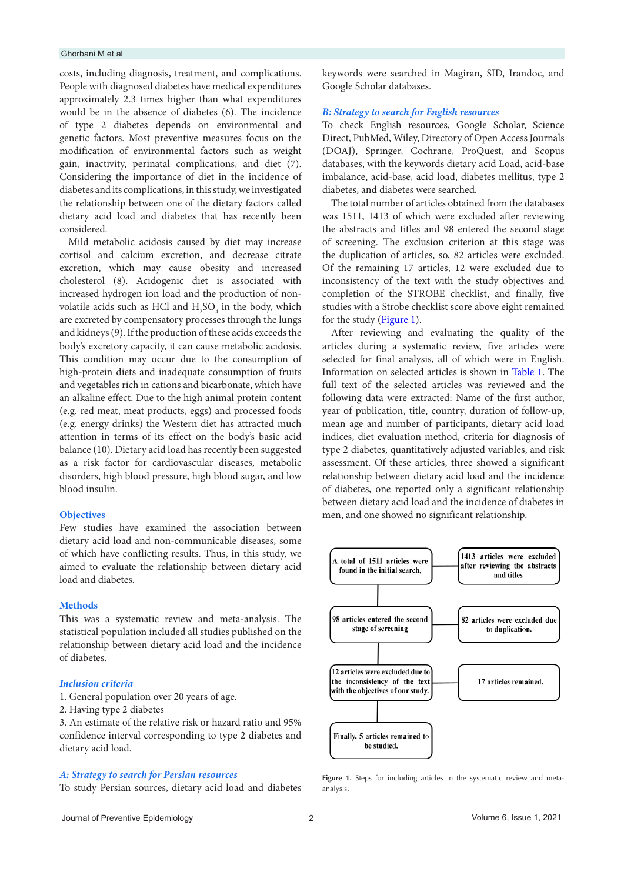costs, including diagnosis, treatment, and complications. People with diagnosed diabetes have medical expenditures approximately 2.3 times higher than what expenditures would be in the absence of diabetes (6). The incidence of type 2 diabetes depends on environmental and genetic factors. Most preventive measures focus on the modification of environmental factors such as weight gain, inactivity, perinatal complications, and diet (7). Considering the importance of diet in the incidence of diabetes and its complications, in this study, we investigated the relationship between one of the dietary factors called dietary acid load and diabetes that has recently been considered.

Mild metabolic acidosis caused by diet may increase cortisol and calcium excretion, and decrease citrate excretion, which may cause obesity and increased cholesterol (8). Acidogenic diet is associated with increased hydrogen ion load and the production of non-volatile acids such as HCl and $H_2SO_4$ in the body, which are excreted by compensatory processes through the lungs and kidneys (9). If the production of these acids exceeds the body's excretory capacity, it can cause metabolic acidosis. This condition may occur due to the consumption of high-protein diets and inadequate consumption of fruits and vegetables rich in cations and bicarbonate, which have an alkaline effect. Due to the high animal protein content (e.g. red meat, meat products, eggs) and processed foods (e.g. energy drinks) the Western diet has attracted much attention in terms of its effect on the body's basic acid balance (10). Dietary acid load has recently been suggested as a risk factor for cardiovascular diseases, metabolic disorders, high blood pressure, high blood sugar, and low blood insulin.

## Objectives

Few studies have examined the association between dietary acid load and non-communicable diseases, some of which have conflicting results. Thus, in this study, we aimed to evaluate the relationship between dietary acid load and diabetes.

## Methods

This was a systematic review and meta-analysis. The statistical population included all studies published on the relationship between dietary acid load and the incidence of diabetes.

### *Inclusion criteria*

1. General population over 20 years of age.
2. Having type 2 diabetes
3. An estimate of the relative risk or hazard ratio and 95% confidence interval corresponding to type 2 diabetes and dietary acid load.

### *A: Strategy to search for Persian resources*

To study Persian sources, dietary acid load and diabetes keywords were searched in Magiran, SID, Irandoc, and Google Scholar databases.

### *B: Strategy to search for English resources*

To check English resources, Google Scholar, Science Direct, PubMed, Wiley, Directory of Open Access Journals (DOAJ), Springer, Cochrane, ProQuest, and Scopus databases, with the keywords dietary acid Load, acid-base imbalance, acid-base, acid load, diabetes mellitus, type 2 diabetes, and diabetes were searched.

The total number of articles obtained from the databases was 1511, 1413 of which were excluded after reviewing the abstracts and titles and 98 entered the second stage of screening. The exclusion criterion at this stage was the duplication of articles, so, 82 articles were excluded. Of the remaining 17 articles, 12 were excluded due to inconsistency of the text with the study objectives and completion of the STROBE checklist, and finally, five studies with a Strobe checklist score above eight remained for the study (Figure 1).

After reviewing and evaluating the quality of the articles during a systematic review, five articles were selected for final analysis, all of which were in English. Information on selected articles is shown in Table 1. The full text of the selected articles was reviewed and the following data were extracted: Name of the first author, year of publication, title, country, duration of follow-up, mean age and number of participants, dietary acid load indices, diet evaluation method, criteria for diagnosis of type 2 diabetes, quantitatively adjusted variables, and risk assessment. Of these articles, three showed a significant relationship between dietary acid load and the incidence of diabetes, one reported only a significant relationship between dietary acid load and the incidence of diabetes in men, and one showed no significant relationship.

A total of 1511 articles were found in the initial search. → 1413 articles were excluded after reviewing the abstracts and titles

98 articles entered the second stage of screening → 82 articles were excluded due to duplication.

12 articles were excluded due to the inconsistency of the text with the objectives of our study. — 17 articles remained.

Finally, 5 articles remained to be studied.

**Figure 1.** Steps for including articles in the systematic review and meta-analysis.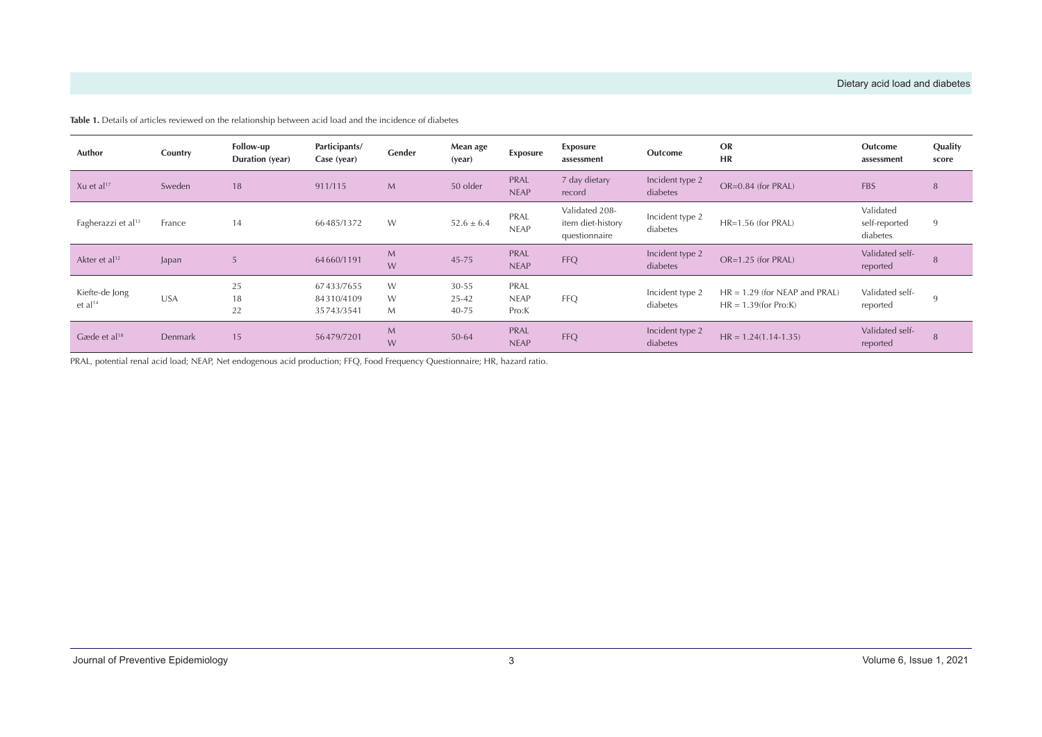**Table 1.** Details of articles reviewed on the relationship between acid load and the incidence of diabetes

| Author | Country | Follow-up Duration (year) | Participants/ Case (year) | Gender | Mean age (year) | Exposure | Exposure assessment | Outcome | OR HR | Outcome assessment | Quality score |
|---|---|---|---|---|---|---|---|---|---|---|---|
| Xu et al[17] | Sweden | 18 | 911/115 | M | 50 older | PRAL NEAP | 7 day dietary record | Incident type 2 diabetes | OR=0.84 (for PRAL) | FBS | 8 |
| Fagherazzi et al[13] | France | 14 | 66485/1372 | W | 52.6 ± 6.4 | PRAL NEAP | Validated 208-item diet-history questionnaire | Incident type 2 diabetes | HR=1.56 (for PRAL) | Validated self-reported diabetes | 9 |
| Akter et al[12] | Japan | 5 | 64660/1191 | M W | 45-75 | PRAL NEAP | FFQ | Incident type 2 diabetes | OR=1.25 (for PRAL) | Validated self-reported | 8 |
| Kiefte-de Jong et al[14] | USA | 25 18 22 | 67433/7655 84310/4109 35743/3541 | W W M | 30-55 25-42 40-75 | PRAL NEAP Pro:K | FFQ | Incident type 2 diabetes | HR = 1.29 (for NEAP and PRAL) HR = 1.39(for Pro:K) | Validated self-reported | 9 |
| Gæde et al[18] | Denmark | 15 | 56479/7201 | M W | 50-64 | PRAL NEAP | FFQ | Incident type 2 diabetes | HR = 1.24(1.14-1.35) | Validated self-reported | 8 |

PRAL, potential renal acid load; NEAP, Net endogenous acid production; FFQ, Food Frequency Questionnaire; HR, hazard ratio.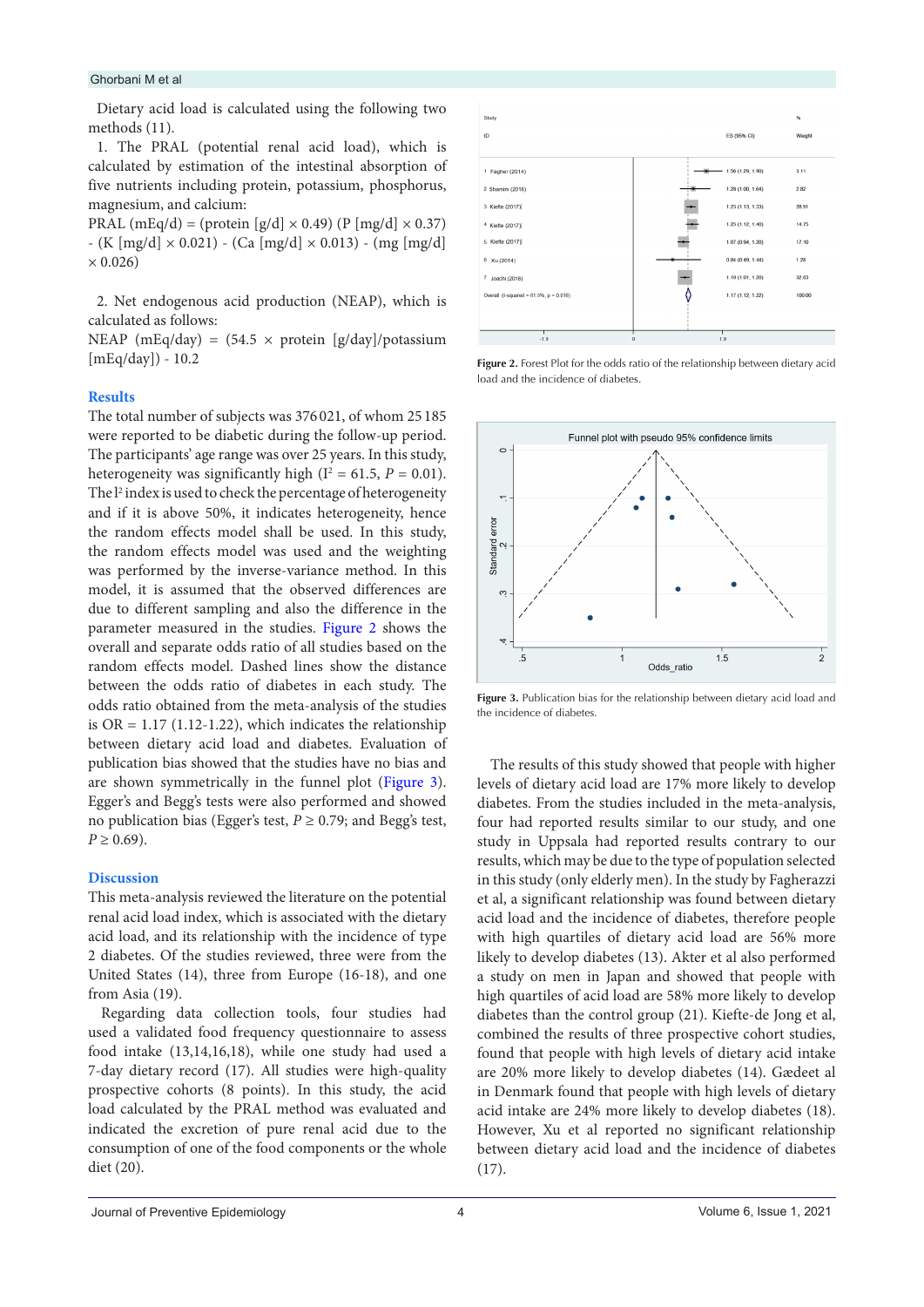Dietary acid load is calculated using the following two methods (11).

1. The PRAL (potential renal acid load), which is calculated by estimation of the intestinal absorption of five nutrients including protein, potassium, phosphorus, magnesium, and calcium:

PRAL (mEq/d) = (protein [g/d] × 0.49) (P [mg/d] × 0.37) - (K [mg/d] × 0.021) - (Ca [mg/d] × 0.013) - (mg [mg/d] × 0.026)

2. Net endogenous acid production (NEAP), which is calculated as follows:

NEAP (mEq/day) = (54.5 × protein [g/day]/potassium [mEq/day]) - 10.2

## Results

The total number of subjects was 376 021, of whom 25 185 were reported to be diabetic during the follow-up period. The participants' age range was over 25 years. In this study, heterogeneity was significantly high ($I^2$ = 61.5, $P$ = 0.01). The $I^2$ index is used to check the percentage of heterogeneity and if it is above 50%, it indicates heterogeneity, hence the random effects model shall be used. In this study, the random effects model was used and the weighting was performed by the inverse-variance method. In this model, it is assumed that the observed differences are due to different sampling and also the difference in the parameter measured in the studies. Figure 2 shows the overall and separate odds ratio of all studies based on the random effects model. Dashed lines show the distance between the odds ratio of diabetes in each study. The odds ratio obtained from the meta-analysis of the studies is OR = 1.17 (1.12-1.22), which indicates the relationship between dietary acid load and diabetes. Evaluation of publication bias showed that the studies have no bias and are shown symmetrically in the funnel plot (Figure 3). Egger's and Begg's tests were also performed and showed no publication bias (Egger's test, $P \geq 0.79$; and Begg's test, $P \geq 0.69$).

| Study ID | ES (95% CI) | % Weight |
|---|---|---|
| 1 Fagher (2014) | 1.56 (1.29, 1.90) | 3.11 |
| 2 Shamim (2016) | 1.28 (1.00, 1.64) | 2.82 |
| 3 Kiefte (2017) | 1.23 (1.13, 1.33) | 28.91 |
| 4 Kiefte (2017) | 1.25 (1.12, 1.40) | 14.75 |
| 5 Kiefte (2017) | 1.07 (0.94, 1.20) | 17.10 |
| 6 Xu (2014) | 0.84 (0.49, 1.44) | 1.28 |
| 7 Joachi (2018) | 1.10 (1.01, 1.20) | 32.03 |
| Overall (I-squared = 61.5%, p = 0.016) | 1.17 (1.12, 1.22) | 100.00 |

**Figure 2.** Forest Plot for the odds ratio of the relationship between dietary acid load and the incidence of diabetes.

**Figure 3.** Publication bias for the relationship between dietary acid load and the incidence of diabetes.

## Discussion

This meta-analysis reviewed the literature on the potential renal acid load index, which is associated with the dietary acid load, and its relationship with the incidence of type 2 diabetes. Of the studies reviewed, three were from the United States (14), three from Europe (16-18), and one from Asia (19).

Regarding data collection tools, four studies had used a validated food frequency questionnaire to assess food intake (13,14,16,18), while one study had used a 7-day dietary record (17). All studies were high-quality prospective cohorts (8 points). In this study, the acid load calculated by the PRAL method was evaluated and indicated the excretion of pure renal acid due to the consumption of one of the food components or the whole diet (20).

The results of this study showed that people with higher levels of dietary acid load are 17% more likely to develop diabetes. From the studies included in the meta-analysis, four had reported results similar to our study, and one study in Uppsala had reported results contrary to our results, which may be due to the type of population selected in this study (only elderly men). In the study by Fagherazzi et al, a significant relationship was found between dietary acid load and the incidence of diabetes, therefore people with high quartiles of dietary acid load are 56% more likely to develop diabetes (13). Akter et al also performed a study on men in Japan and showed that people with high quartiles of acid load are 58% more likely to develop diabetes than the control group (21). Kiefte-de Jong et al, combined the results of three prospective cohort studies, found that people with high levels of dietary acid load are 20% more likely to develop diabetes (14). Gædeet al in Denmark found that people with high levels of dietary acid intake are 24% more likely to develop diabetes (18). However, Xu et al reported no significant relationship between dietary acid load and the incidence of diabetes (17).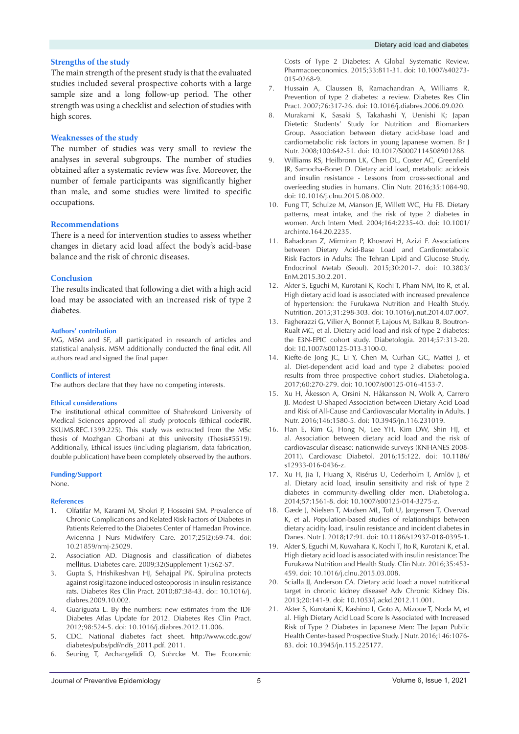## Strengths of the study

The main strength of the present study is that the evaluated studies included several prospective cohorts with a large sample size and a long follow-up period. The other strength was using a checklist and selection of studies with high scores.

## Weaknesses of the study

The number of studies was very small to review the analyses in several subgroups. The number of studies obtained after a systematic review was five. Moreover, the number of female participants was significantly higher than male, and some studies were limited to specific occupations.

## Recommendations

There is a need for intervention studies to assess whether changes in dietary acid load affect the body's acid-base balance and the risk of chronic diseases.

## Conclusion

The results indicated that following a diet with a high acid load may be associated with an increased risk of type 2 diabetes.

### Authors' contribution

MG, MSM and SF, all participated in research of articles and statistical analysis. MSM additionally conducted the final edit. All authors read and signed the final paper.

### Conflicts of interest

The authors declare that they have no competing interests.

### Ethical considerations

The institutional ethical committee of Shahrekord University of Medical Sciences approved all study protocols (Ethical code#IR.SKUMS.REC.1399.225). This study was extracted from the MSc thesis of Mozhgan Ghorbani at this university (Thesis#5519). Additionally, Ethical issues (including plagiarism, data fabrication, double publication) have been completely observed by the authors.

### Funding/Support

None.

### References

1. Olfatifar M, Karami M, Shokri P, Hosseini SM. Prevalence of Chronic Complications and Related Risk Factors of Diabetes in Patients Referred to the Diabetes Center of Hamedan Province. Avicenna J Nurs Midwifery Care. 2017;25(2):69-74. doi: 10.21859/nmj-25029.
2. Association AD. Diagnosis and classification of diabetes mellitus. Diabetes care. 2009;32(Supplement 1):S62-S7.
3. Gupta S, Hrishikeshvan HJ, Sehajpal PK. Spirulina protects against rosiglitazone induced osteoporosis in insulin resistance rats. Diabetes Res Clin Pract. 2010;87:38-43. doi: 10.1016/j.diabres.2009.10.002.
4. Guariguata L. By the numbers: new estimates from the IDF Diabetes Atlas Update for 2012. Diabetes Res Clin Pract. 2012;98:524-5. doi: 10.1016/j.diabres.2012.11.006.
5. CDC. National diabetes fact sheet. http://www.cdc.gov/diabetes/pubs/pdf/ndfs_2011.pdf. 2011.
6. Seuring T, Archangelidi O, Suhrcke M. The Economic Costs of Type 2 Diabetes: A Global Systematic Review. Pharmacoeconomics. 2015;33:811-31. doi: 10.1007/s40273-015-0268-9.
7. Hussain A, Claussen B, Ramachandran A, Williams R. Prevention of type 2 diabetes: a review. Diabetes Res Clin Pract. 2007;76:317-26. doi: 10.1016/j.diabres.2006.09.020.
8. Murakami K, Sasaki S, Takahashi Y, Uenishi K; Japan Dietetic Students' Study for Nutrition and Biomarkers Group. Association between dietary acid-base load and cardiometabolic risk factors in young Japanese women. Br J Nutr. 2008;100:642-51. doi: 10.1017/S0007114508901288.
9. Williams RS, Heilbronn LK, Chen DL, Coster AC, Greenfield JR, Samocha-Bonet D. Dietary acid load, metabolic acidosis and insulin resistance - Lessons from cross-sectional and overfeeding studies in humans. Clin Nutr. 2016;35:1084-90. doi: 10.1016/j.clnu.2015.08.002.
10. Fung TT, Schulze M, Manson JE, Willett WC, Hu FB. Dietary patterns, meat intake, and the risk of type 2 diabetes in women. Arch Intern Med. 2004;164:2235-40. doi: 10.1001/archinte.164.20.2235.
11. Bahadoran Z, Mirmiran P, Khosravi H, Azizi F. Associations between Dietary Acid-Base Load and Cardiometabolic Risk Factors in Adults: The Tehran Lipid and Glucose Study. Endocrinol Metab (Seoul). 2015;30:201-7. doi: 10.3803/EnM.2015.30.2.201.
12. Akter S, Eguchi M, Kurotani K, Kochi T, Pham NM, Ito R, et al. High dietary acid load is associated with increased prevalence of hypertension: the Furukawa Nutrition and Health Study. Nutrition. 2015;31:298-303. doi: 10.1016/j.nut.2014.07.007.
13. Fagherazzi G, Vilier A, Bonnet F, Lajous M, Balkau B, Boutron-Ruault MC, et al. Dietary acid load and risk of type 2 diabetes: the E3N-EPIC cohort study. Diabetologia. 2014;57:313-20. doi: 10.1007/s00125-013-3100-0.
14. Kiefte-de Jong JC, Li Y, Chen M, Curhan GC, Mattei J, et al. Diet-dependent acid load and type 2 diabetes: pooled results from three prospective cohort studies. Diabetologia. 2017;60:270-279. doi: 10.1007/s00125-016-4153-7.
15. Xu H, Åkesson A, Orsini N, Håkansson N, Wolk A, Carrero JJ. Modest U-Shaped Association between Dietary Acid Load and Risk of All-Cause and Cardiovascular Mortality in Adults. J Nutr. 2016;146:1580-5. doi: 10.3945/jn.116.231019.
16. Han E, Kim G, Hong N, Lee YH, Kim DW, Shin HJ, et al. Association between dietary acid load and the risk of cardiovascular disease: nationwide surveys (KNHANES 2008-2011). Cardiovasc Diabetol. 2016;15:122. doi: 10.1186/s12933-016-0436-z.
17. Xu H, Jia T, Huang X, Risérus U, Cederholm T, Arnlöv J, et al. Dietary acid load, insulin sensitivity and risk of type 2 diabetes in community-dwelling older men. Diabetologia. 2014;57:1561-8. doi: 10.1007/s00125-014-3275-z.
18. Gæde J, Nielsen T, Madsen ML, Toft U, Jørgensen T, Overvad K, et al. Population-based studies of relationships between dietary acidity load, insulin resistance and incident diabetes in Danes. Nutr J. 2018;17:91. doi: 10.1186/s12937-018-0395-1.
19. Akter S, Eguchi M, Kuwahara K, Kochi T, Ito R, Kurotani K, et al. High dietary acid load is associated with insulin resistance: The Furukawa Nutrition and Health Study. Clin Nutr. 2016;35:453-459. doi: 10.1016/j.clnu.2015.03.008.
20. Scialla JJ, Anderson CA. Dietary acid load: a novel nutritional target in chronic kidney disease? Adv Chronic Kidney Dis. 2013;20:141-9. doi: 10.1053/j.ackd.2012.11.001.
21. Akter S, Kurotani K, Kashino I, Goto A, Mizoue T, Noda M, et al. High Dietary Acid Load Score Is Associated with Increased Risk of Type 2 Diabetes in Japanese Men: The Japan Public Health Center-based Prospective Study. J Nutr. 2016;146:1076-83. doi: 10.3945/jn.115.225177.